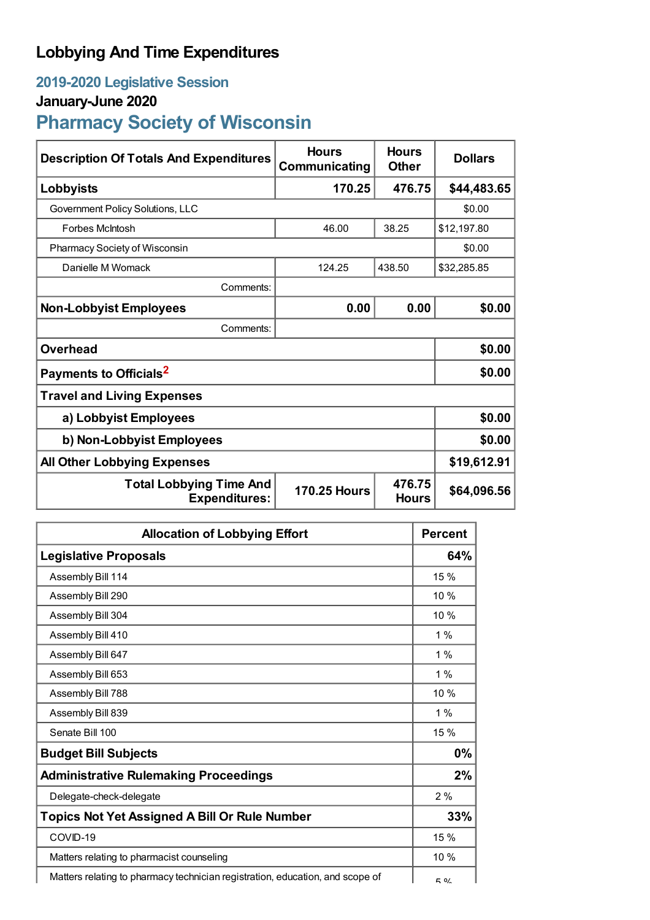# Lobbying And Time Expenditures

## 2019-2020 Legislative Session

### January-June 2020

## Pharmacy Society of Wisconsin

| Description Of Totals And Expenditures | Hours Communicating | Hours Other | Dollars |
|---|---|---|---|
| **Lobbyists** | **170.25** | **476.75** | **$44,483.65** |
| Government Policy Solutions, LLC | | | $0.00 |
| Forbes McIntosh | 46.00 | 38.25 | $12,197.80 |
| Pharmacy Society of Wisconsin | | | $0.00 |
| Danielle M Womack | 124.25 | 438.50 | $32,285.85 |
| Comments: | | | |
| **Non-Lobbyist Employees** | **0.00** | **0.00** | **$0.00** |
| Comments: | | | |
| **Overhead** | | | **$0.00** |
| **Payments to Officials**[2] | | | **$0.00** |
| **Travel and Living Expenses** | | | |
| **a) Lobbyist Employees** | | | **$0.00** |
| **b) Non-Lobbyist Employees** | | | **$0.00** |
| **All Other Lobbying Expenses** | | | **$19,612.91** |
| **Total Lobbying Time And Expenditures:** | **170.25 Hours** | **476.75 Hours** | **$64,096.56** |

| Allocation of Lobbying Effort | Percent |
|---|---|
| **Legislative Proposals** | **64%** |
| Assembly Bill 114 | 15 % |
| Assembly Bill 290 | 10 % |
| Assembly Bill 304 | 10 % |
| Assembly Bill 410 | 1 % |
| Assembly Bill 647 | 1 % |
| Assembly Bill 653 | 1 % |
| Assembly Bill 788 | 10 % |
| Assembly Bill 839 | 1 % |
| Senate Bill 100 | 15 % |
| **Budget Bill Subjects** | **0%** |
| **Administrative Rulemaking Proceedings** | **2%** |
| Delegate-check-delegate | 2 % |
| **Topics Not Yet Assigned A Bill Or Rule Number** | **33%** |
| COVID-19 | 15 % |
| Matters relating to pharmacist counseling | 10 % |
| Matters relating to pharmacy technician registration, education, and scope of | 5 % |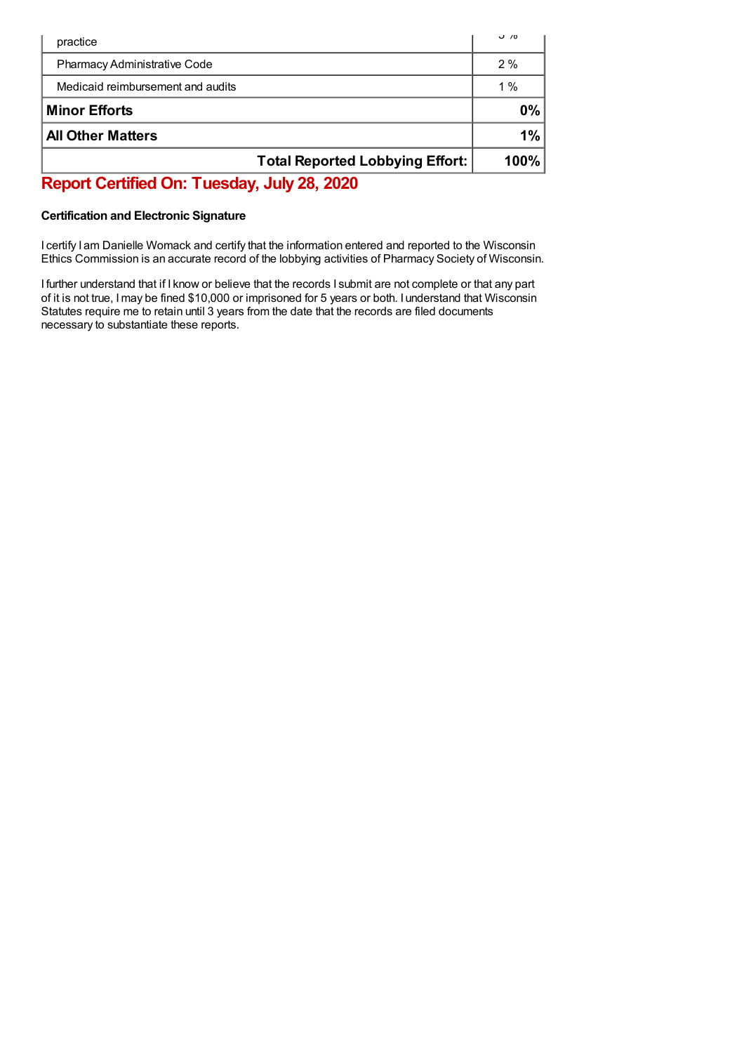| | |
|---|---|
| practice | 5 % |
| Pharmacy Administrative Code | 2 % |
| Medicaid reimbursement and audits | 1 % |
| **Minor Efforts** | **0%** |
| **All Other Matters** | **1%** |
| **Total Reported Lobbying Effort:** | **100%** |

## Report Certified On: Tuesday, July 28, 2020

**Certification and Electronic Signature**

I certify I am Danielle Womack and certify that the information entered and reported to the Wisconsin Ethics Commission is an accurate record of the lobbying activities of Pharmacy Society of Wisconsin.

I further understand that if I know or believe that the records I submit are not complete or that any part of it is not true, I may be fined $10,000 or imprisoned for 5 years or both. I understand that Wisconsin Statutes require me to retain until 3 years from the date that the records are filed documents necessary to substantiate these reports.